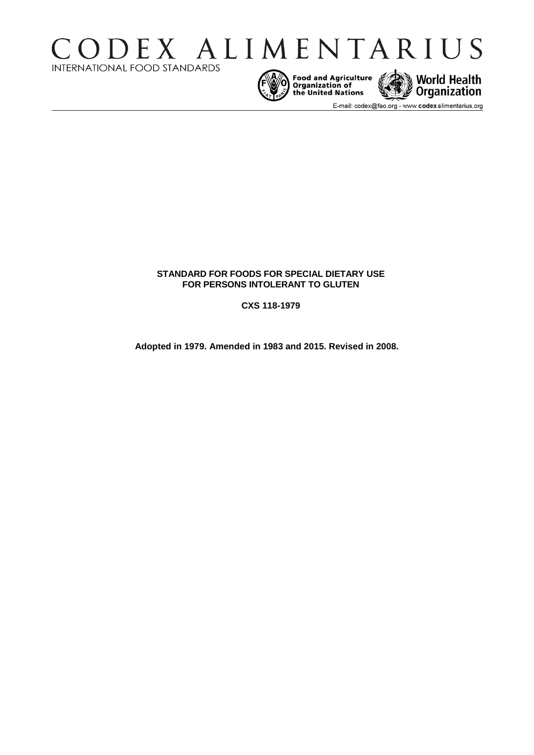# CODEX ALIMENTARIUS

INTERNATIONAL FOOD STANDARDS

Food and Agriculture Organization of the United Nations

World Health Organization

E-mail: codex@fao.org - www.codexalimentarius.org

**STANDARD FOR FOODS FOR SPECIAL DIETARY USE FOR PERSONS INTOLERANT TO GLUTEN**

**CXS 118-1979**

**Adopted in 1979. Amended in 1983 and 2015. Revised in 2008.**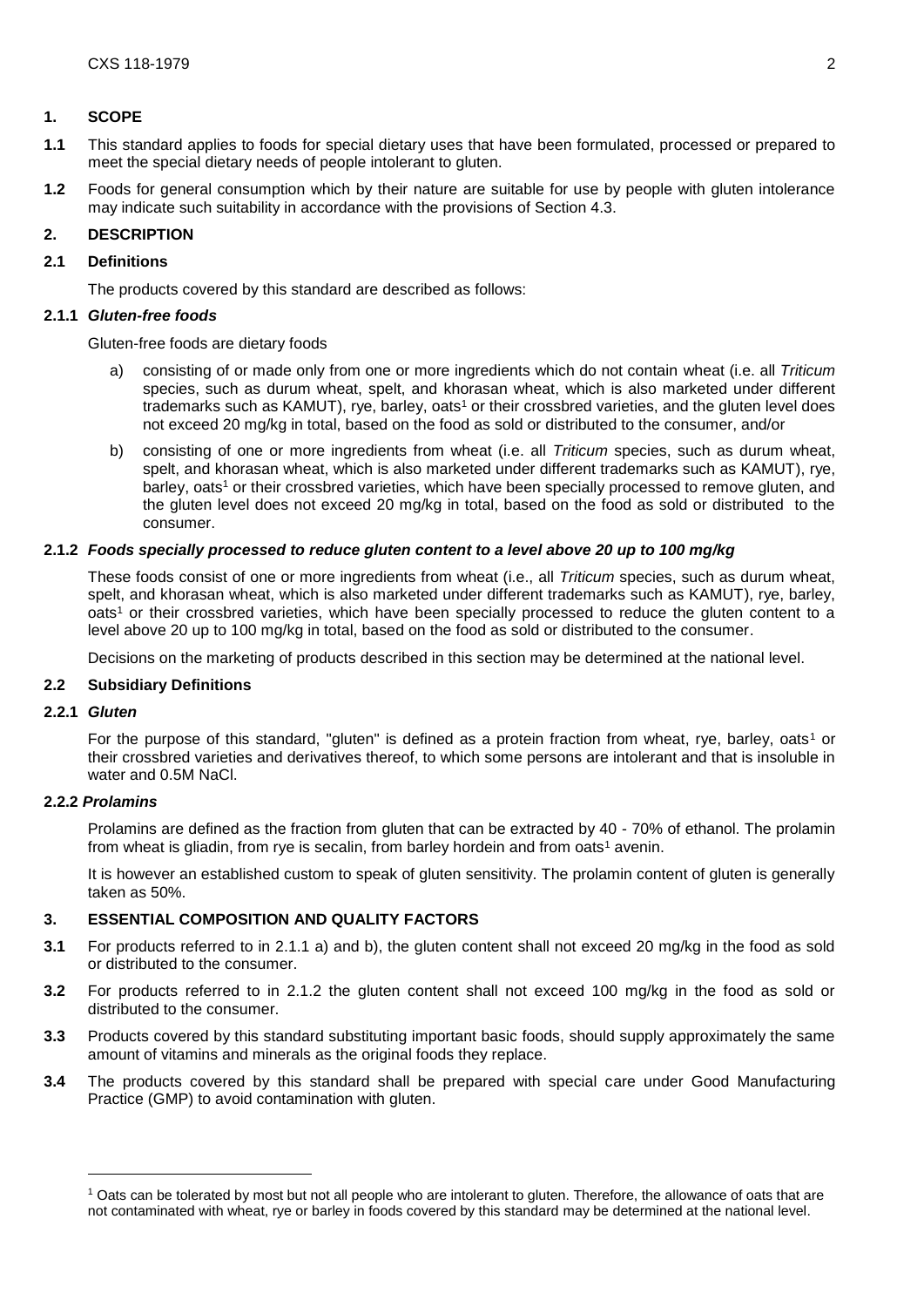## 1. SCOPE

**1.1** This standard applies to foods for special dietary uses that have been formulated, processed or prepared to meet the special dietary needs of people intolerant to gluten.

**1.2** Foods for general consumption which by their nature are suitable for use by people with gluten intolerance may indicate such suitability in accordance with the provisions of Section 4.3.

## 2. DESCRIPTION

### 2.1 Definitions

The products covered by this standard are described as follows:

#### 2.1.1 *Gluten-free foods*

Gluten-free foods are dietary foods

a) consisting of or made only from one or more ingredients which do not contain wheat (i.e. all *Triticum* species, such as durum wheat, spelt, and khorasan wheat, which is also marketed under different trademarks such as KAMUT), rye, barley, oats[1] or their crossbred varieties, and the gluten level does not exceed 20 mg/kg in total, based on the food as sold or distributed to the consumer, and/or

b) consisting of one or more ingredients from wheat (i.e. all *Triticum* species, such as durum wheat, spelt, and khorasan wheat, which is also marketed under different trademarks such as KAMUT), rye, barley, oats[1] or their crossbred varieties, which have been specially processed to remove gluten, and the gluten level does not exceed 20 mg/kg in total, based on the food as sold or distributed to the consumer.

#### 2.1.2 *Foods specially processed to reduce gluten content to a level above 20 up to 100 mg/kg*

These foods consist of one or more ingredients from wheat (i.e., all *Triticum* species, such as durum wheat, spelt, and khorasan wheat, which is also marketed under different trademarks such as KAMUT), rye, barley, oats[1] or their crossbred varieties, which have been specially processed to reduce the gluten content to a level above 20 up to 100 mg/kg in total, based on the food as sold or distributed to the consumer.

Decisions on the marketing of products described in this section may be determined at the national level.

### 2.2 Subsidiary Definitions

#### 2.2.1 *Gluten*

For the purpose of this standard, "gluten" is defined as a protein fraction from wheat, rye, barley, oats[1] or their crossbred varieties and derivatives thereof, to which some persons are intolerant and that is insoluble in water and 0.5M NaCl.

#### 2.2.2 *Prolamins*

Prolamins are defined as the fraction from gluten that can be extracted by 40 - 70% of ethanol. The prolamin from wheat is gliadin, from rye is secalin, from barley hordein and from oats[1] avenin.

It is however an established custom to speak of gluten sensitivity. The prolamin content of gluten is generally taken as 50%.

## 3. ESSENTIAL COMPOSITION AND QUALITY FACTORS

**3.1** For products referred to in 2.1.1 a) and b), the gluten content shall not exceed 20 mg/kg in the food as sold or distributed to the consumer.

**3.2** For products referred to in 2.1.2 the gluten content shall not exceed 100 mg/kg in the food as sold or distributed to the consumer.

**3.3** Products covered by this standard substituting important basic foods, should supply approximately the same amount of vitamins and minerals as the original foods they replace.

**3.4** The products covered by this standard shall be prepared with special care under Good Manufacturing Practice (GMP) to avoid contamination with gluten.

---

[1] Oats can be tolerated by most but not all people who are intolerant to gluten. Therefore, the allowance of oats that are not contaminated with wheat, rye or barley in foods covered by this standard may be determined at the national level.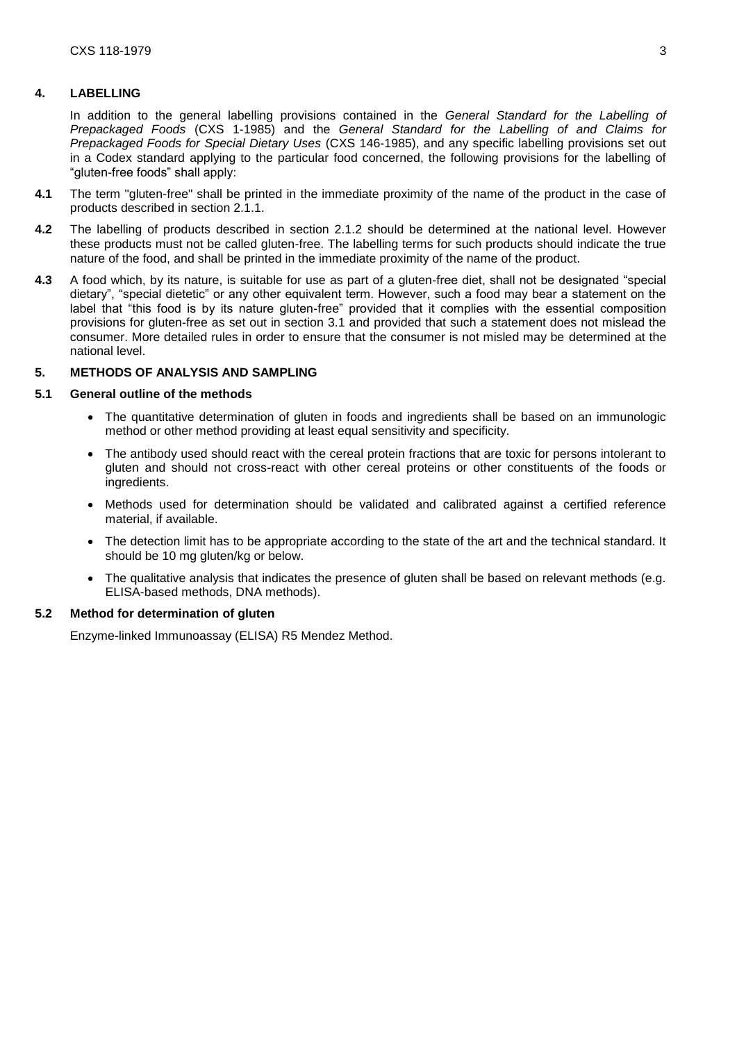## 4. LABELLING

In addition to the general labelling provisions contained in the *General Standard for the Labelling of Prepackaged Foods* (CXS 1-1985) and the *General Standard for the Labelling of and Claims for Prepackaged Foods for Special Dietary Uses* (CXS 146-1985), and any specific labelling provisions set out in a Codex standard applying to the particular food concerned, the following provisions for the labelling of "gluten-free foods" shall apply:

**4.1** The term "gluten-free" shall be printed in the immediate proximity of the name of the product in the case of products described in section 2.1.1.

**4.2** The labelling of products described in section 2.1.2 should be determined at the national level. However these products must not be called gluten-free. The labelling terms for such products should indicate the true nature of the food, and shall be printed in the immediate proximity of the name of the product.

**4.3** A food which, by its nature, is suitable for use as part of a gluten-free diet, shall not be designated "special dietary", "special dietetic" or any other equivalent term. However, such a food may bear a statement on the label that "this food is by its nature gluten-free" provided that it complies with the essential composition provisions for gluten-free as set out in section 3.1 and provided that such a statement does not mislead the consumer. More detailed rules in order to ensure that the consumer is not misled may be determined at the national level.

## 5. METHODS OF ANALYSIS AND SAMPLING

### 5.1 General outline of the methods

- The quantitative determination of gluten in foods and ingredients shall be based on an immunologic method or other method providing at least equal sensitivity and specificity.
- The antibody used should react with the cereal protein fractions that are toxic for persons intolerant to gluten and should not cross-react with other cereal proteins or other constituents of the foods or ingredients.
- Methods used for determination should be validated and calibrated against a certified reference material, if available.
- The detection limit has to be appropriate according to the state of the art and the technical standard. It should be 10 mg gluten/kg or below.
- The qualitative analysis that indicates the presence of gluten shall be based on relevant methods (e.g. ELISA-based methods, DNA methods).

### 5.2 Method for determination of gluten

Enzyme-linked Immunoassay (ELISA) R5 Mendez Method.